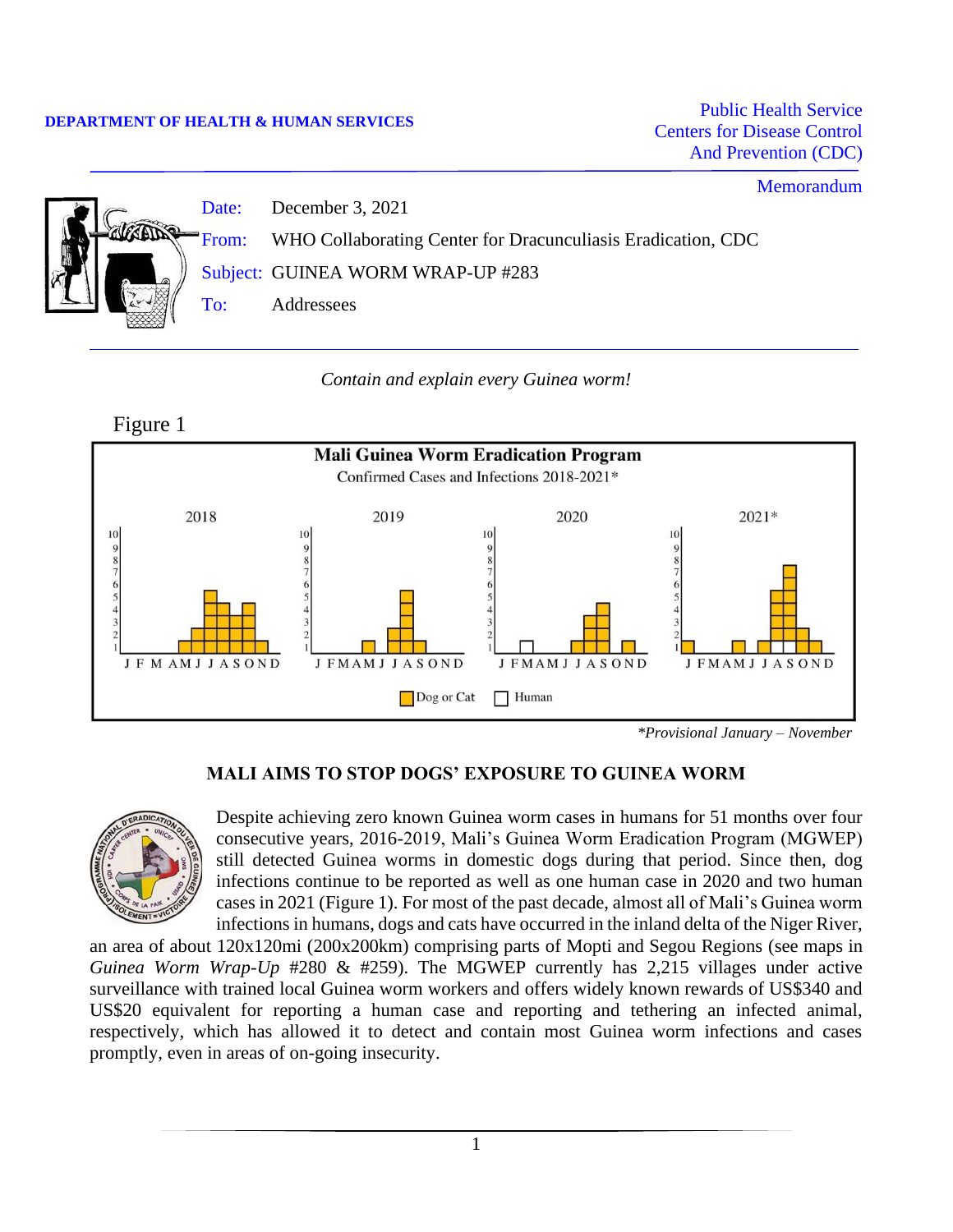DEPARTMENT OF HEALTH & HUMAN SERVICES

Public Health Service
Centers for Disease Control
And Prevention (CDC)

Memorandum

Date: December 3, 2021

From: WHO Collaborating Center for Dracunculiasis Eradication, CDC

Subject: GUINEA WORM WRAP-UP #283

To: Addressees

*Contain and explain every Guinea worm!*

Figure 1

**Mali Guinea Worm Eradication Program**
Confirmed Cases and Infections 2018-2021*

Dog or Cat   Human

*\*Provisional January – November*

## MALI AIMS TO STOP DOGS' EXPOSURE TO GUINEA WORM

Despite achieving zero known Guinea worm cases in humans for 51 months over four consecutive years, 2016-2019, Mali's Guinea Worm Eradication Program (MGWEP) still detected Guinea worms in domestic dogs during that period. Since then, dog infections continue to be reported as well as one human case in 2020 and two human cases in 2021 (Figure 1). For most of the past decade, almost all of Mali's Guinea worm infections in humans, dogs and cats have occurred in the inland delta of the Niger River, an area of about 120x120mi (200x200km) comprising parts of Mopti and Segou Regions (see maps in *Guinea Worm Wrap-Up* #280 & #259). The MGWEP currently has 2,215 villages under active surveillance with trained local Guinea worm workers and offers widely known rewards of US$340 and US$20 equivalent for reporting a human case and reporting and tethering an infected animal, respectively, which has allowed it to detect and contain most Guinea worm infections and cases promptly, even in areas of on-going insecurity.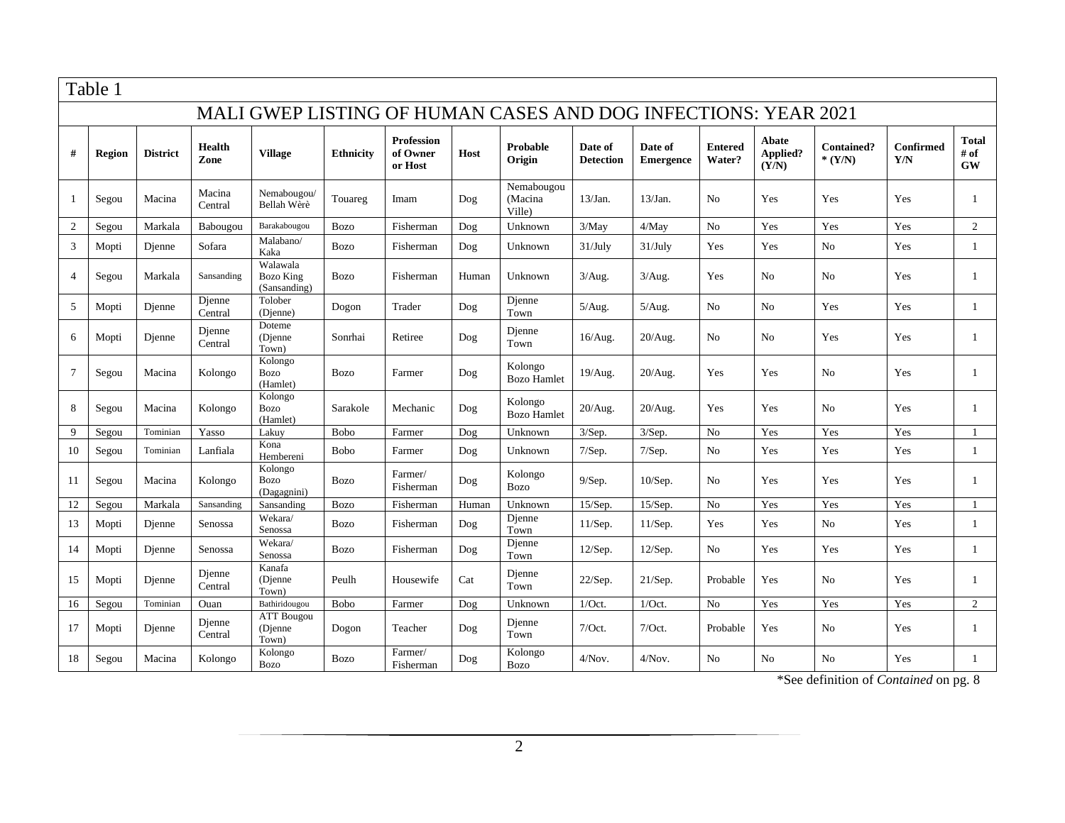Table 1

## MALI GWEP LISTING OF HUMAN CASES AND DOG INFECTIONS: YEAR 2021

| # | Region | District | Health Zone | Village | Ethnicity | Profession of Owner or Host | Host | Probable Origin | Date of Detection | Date of Emergence | Entered Water? | Abate Applied? (Y/N) | Contained? * (Y/N) | Confirmed Y/N | Total # of GW |
|---|---|---|---|---|---|---|---|---|---|---|---|---|---|---|---|
| 1 | Segou | Macina | Macina Central | Nemabougou/ Bellah Wèrè | Touareg | Imam | Dog | Nemabougou (Macina Ville) | 13/Jan. | 13/Jan. | No | Yes | Yes | Yes | 1 |
| 2 | Segou | Markala | Babougou | Barakabougou | Bozo | Fisherman | Dog | Unknown | 3/May | 4/May | No | Yes | Yes | Yes | 2 |
| 3 | Mopti | Djenne | Sofara | Malabano/ Kaka | Bozo | Fisherman | Dog | Unknown | 31/July | 31/July | Yes | Yes | No | Yes | 1 |
| 4 | Segou | Markala | Sansanding | Walawala Bozo King (Sansanding) | Bozo | Fisherman | Human | Unknown | 3/Aug. | 3/Aug. | Yes | No | No | Yes | 1 |
| 5 | Mopti | Djenne | Djenne Central | Tolober (Djenne) | Dogon | Trader | Dog | Djenne Town | 5/Aug. | 5/Aug. | No | No | Yes | Yes | 1 |
| 6 | Mopti | Djenne | Djenne Central | Doteme (Djenne Town) | Sonrhai | Retiree | Dog | Djenne Town | 16/Aug. | 20/Aug. | No | No | Yes | Yes | 1 |
| 7 | Segou | Macina | Kolongo | Kolongo Bozo (Hamlet) | Bozo | Farmer | Dog | Kolongo Bozo Hamlet | 19/Aug. | 20/Aug. | Yes | Yes | No | Yes | 1 |
| 8 | Segou | Macina | Kolongo | Kolongo Bozo (Hamlet) | Sarakole | Mechanic | Dog | Kolongo Bozo Hamlet | 20/Aug. | 20/Aug. | Yes | Yes | No | Yes | 1 |
| 9 | Segou | Tominian | Yasso | Lakuy | Bobo | Farmer | Dog | Unknown | 3/Sep. | 3/Sep. | No | Yes | Yes | Yes | 1 |
| 10 | Segou | Tominian | Lanfiala | Kona Hembereni | Bobo | Farmer | Dog | Unknown | 7/Sep. | 7/Sep. | No | Yes | Yes | Yes | 1 |
| 11 | Segou | Macina | Kolongo | Kolongo Bozo (Dagagnini) | Bozo | Farmer/ Fisherman | Dog | Kolongo Bozo | 9/Sep. | 10/Sep. | No | Yes | Yes | Yes | 1 |
| 12 | Segou | Markala | Sansanding | Sansanding | Bozo | Fisherman | Human | Unknown | 15/Sep. | 15/Sep. | No | Yes | Yes | Yes | 1 |
| 13 | Mopti | Djenne | Senossa | Wekara/ Senossa | Bozo | Fisherman | Dog | Djenne Town | 11/Sep. | 11/Sep. | Yes | Yes | No | Yes | 1 |
| 14 | Mopti | Djenne | Senossa | Wekara/ Senossa | Bozo | Fisherman | Dog | Djenne Town | 12/Sep. | 12/Sep. | No | Yes | Yes | Yes | 1 |
| 15 | Mopti | Djenne | Djenne Central | Kanafa (Djenne Town) | Peulh | Housewife | Cat | Djenne Town | 22/Sep. | 21/Sep. | Probable | Yes | No | Yes | 1 |
| 16 | Segou | Tominian | Ouan | Bathiridougou | Bobo | Farmer | Dog | Unknown | 1/Oct. | 1/Oct. | No | Yes | Yes | Yes | 2 |
| 17 | Mopti | Djenne | Djenne Central | ATT Bougou (Djenne Town) | Dogon | Teacher | Dog | Djenne Town | 7/Oct. | 7/Oct. | Probable | Yes | No | Yes | 1 |
| 18 | Segou | Macina | Kolongo | Kolongo Bozo | Bozo | Farmer/ Fisherman | Dog | Kolongo Bozo | 4/Nov. | 4/Nov. | No | No | No | Yes | 1 |

*See definition of *Contained* on pg. 8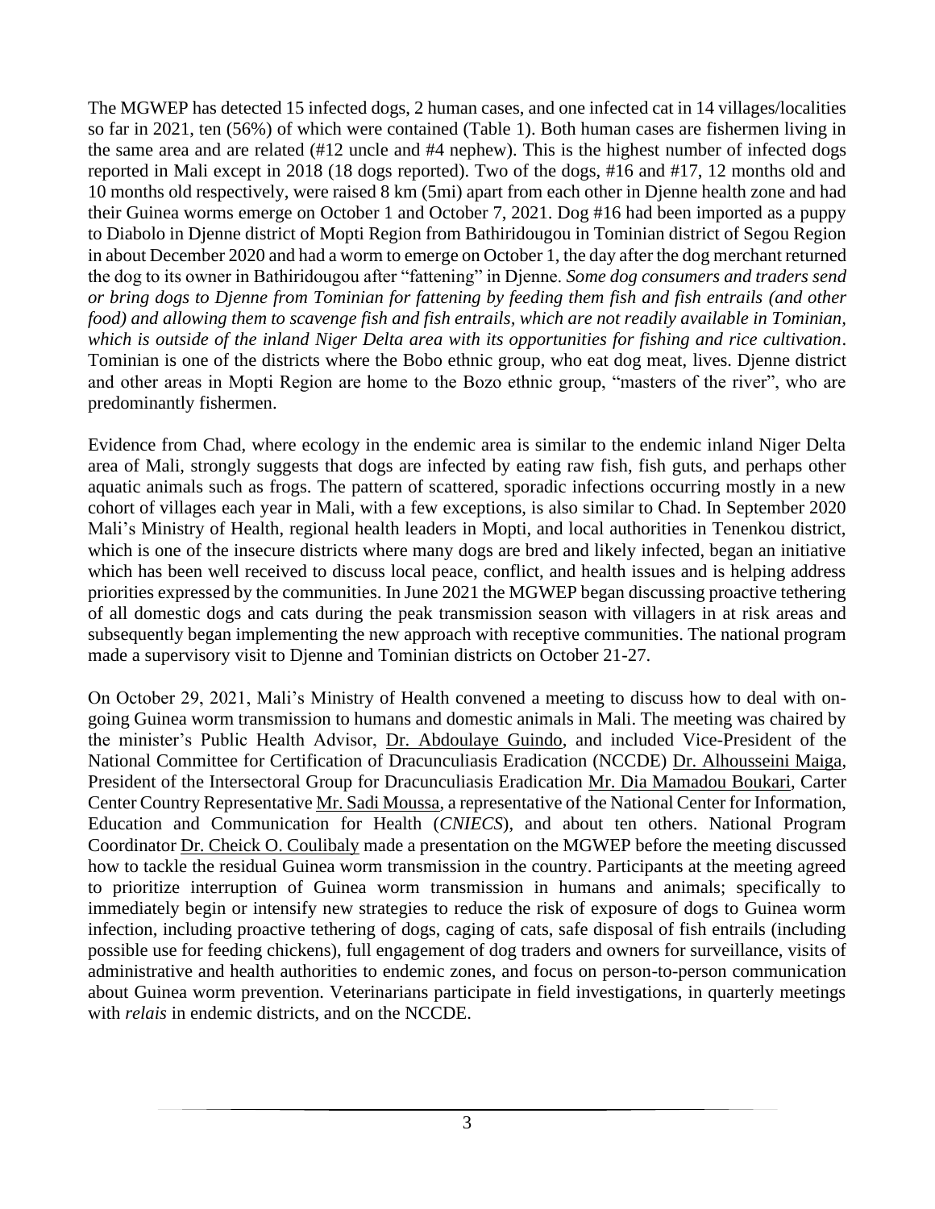The MGWEP has detected 15 infected dogs, 2 human cases, and one infected cat in 14 villages/localities so far in 2021, ten (56%) of which were contained (Table 1). Both human cases are fishermen living in the same area and are related (#12 uncle and #4 nephew). This is the highest number of infected dogs reported in Mali except in 2018 (18 dogs reported). Two of the dogs, #16 and #17, 12 months old and 10 months old respectively, were raised 8 km (5mi) apart from each other in Djenne health zone and had their Guinea worms emerge on October 1 and October 7, 2021. Dog #16 had been imported as a puppy to Diabolo in Djenne district of Mopti Region from Bathiridougou in Tominian district of Segou Region in about December 2020 and had a worm to emerge on October 1, the day after the dog merchant returned the dog to its owner in Bathiridougou after "fattening" in Djenne. *Some dog consumers and traders send or bring dogs to Djenne from Tominian for fattening by feeding them fish and fish entrails (and other food) and allowing them to scavenge fish and fish entrails, which are not readily available in Tominian, which is outside of the inland Niger Delta area with its opportunities for fishing and rice cultivation*. Tominian is one of the districts where the Bobo ethnic group, who eat dog meat, lives. Djenne district and other areas in Mopti Region are home to the Bozo ethnic group, "masters of the river", who are predominantly fishermen.

Evidence from Chad, where ecology in the endemic area is similar to the endemic inland Niger Delta area of Mali, strongly suggests that dogs are infected by eating raw fish, fish guts, and perhaps other aquatic animals such as frogs. The pattern of scattered, sporadic infections occurring mostly in a new cohort of villages each year in Mali, with a few exceptions, is also similar to Chad. In September 2020 Mali's Ministry of Health, regional health leaders in Mopti, and local authorities in Tenenkou district, which is one of the insecure districts where many dogs are bred and likely infected, began an initiative which has been well received to discuss local peace, conflict, and health issues and is helping address priorities expressed by the communities. In June 2021 the MGWEP began discussing proactive tethering of all domestic dogs and cats during the peak transmission season with villagers in at risk areas and subsequently began implementing the new approach with receptive communities. The national program made a supervisory visit to Djenne and Tominian districts on October 21-27.

On October 29, 2021, Mali's Ministry of Health convened a meeting to discuss how to deal with on-going Guinea worm transmission to humans and domestic animals in Mali. The meeting was chaired by the minister's Public Health Advisor, Dr. Abdoulaye Guindo, and included Vice-President of the National Committee for Certification of Dracunculiasis Eradication (NCCDE) Dr. Alhousseini Maiga, President of the Intersectoral Group for Dracunculiasis Eradication Mr. Dia Mamadou Boukari, Carter Center Country Representative Mr. Sadi Moussa, a representative of the National Center for Information, Education and Communication for Health (*CNIECS*), and about ten others. National Program Coordinator Dr. Cheick O. Coulibaly made a presentation on the MGWEP before the meeting discussed how to tackle the residual Guinea worm transmission in the country. Participants at the meeting agreed to prioritize interruption of Guinea worm transmission in humans and animals; specifically to immediately begin or intensify new strategies to reduce the risk of exposure of dogs to Guinea worm infection, including proactive tethering of dogs, caging of cats, safe disposal of fish entrails (including possible use for feeding chickens), full engagement of dog traders and owners for surveillance, visits of administrative and health authorities to endemic zones, and focus on person-to-person communication about Guinea worm prevention. Veterinarians participate in field investigations, in quarterly meetings with *relais* in endemic districts, and on the NCCDE.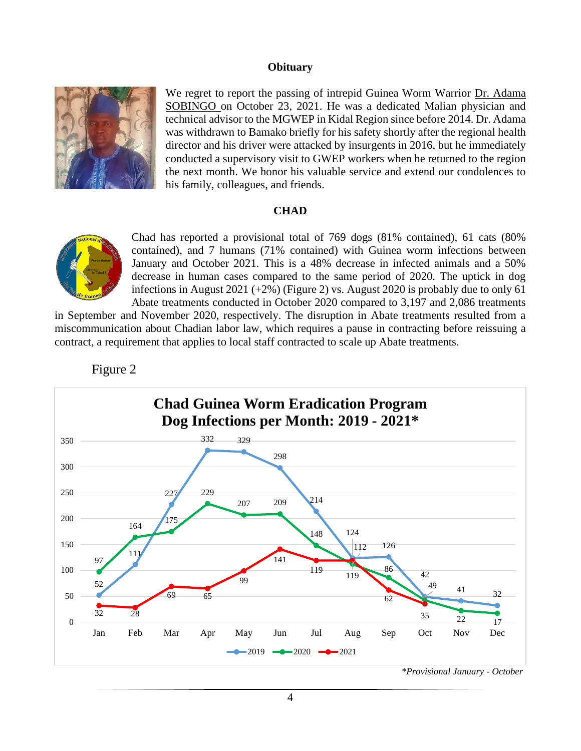**Obituary**

We regret to report the passing of intrepid Guinea Worm Warrior Dr. Adama SOBINGO on October 23, 2021. He was a dedicated Malian physician and technical advisor to the MGWEP in Kidal Region since before 2014. Dr. Adama was withdrawn to Bamako briefly for his safety shortly after the regional health director and his driver were attacked by insurgents in 2016, but he immediately conducted a supervisory visit to GWEP workers when he returned to the region the next month. We honor his valuable service and extend our condolences to his family, colleagues, and friends.

**CHAD**

Chad has reported a provisional total of 769 dogs (81% contained), 61 cats (80% contained), and 7 humans (71% contained) with Guinea worm infections between January and October 2021. This is a 48% decrease in infected animals and a 50% decrease in human cases compared to the same period of 2020. The uptick in dog infections in August 2021 (+2%) (Figure 2) vs. August 2020 is probably due to only 61 Abate treatments conducted in October 2020 compared to 3,197 and 2,086 treatments in September and November 2020, respectively. The disruption in Abate treatments resulted from a miscommunication about Chadian labor law, which requires a pause in contracting before reissuing a contract, a requirement that applies to local staff contracted to scale up Abate treatments.

Figure 2

**Chad Guinea Worm Eradication Program**
**Dog Infections per Month: 2019 - 2021***

| Month | 2019 | 2020 | 2021 |
|---|---|---|---|
| Jan | 52 | 97 | 32 |
| Feb | 111 | 164 | 28 |
| Mar | 227 | 175 | 69 |
| Apr | 332 | 229 | 65 |
| May | 329 | 207 | 99 |
| Jun | 298 | 209 | 141 |
| Jul | 214 | 148 | 119 |
| Aug | 124 | 112 | 119 |
| Sep | 126 | 86 | 62 |
| Oct | 49 | 42 | 35 |
| Nov | 41 | 22 | |
| Dec | 32 | 17 | |

*\*Provisional January - October*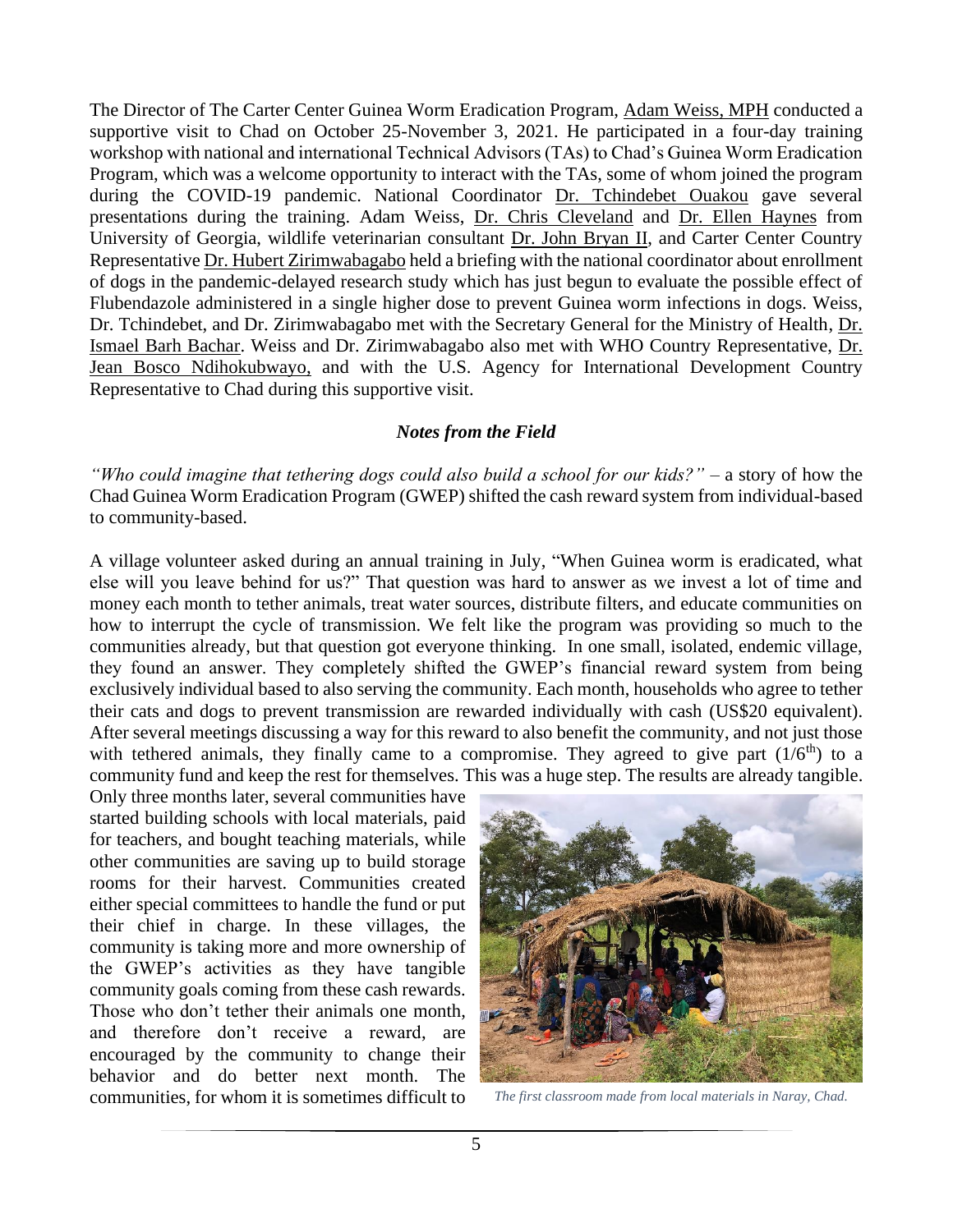The Director of The Carter Center Guinea Worm Eradication Program, Adam Weiss, MPH conducted a supportive visit to Chad on October 25-November 3, 2021. He participated in a four-day training workshop with national and international Technical Advisors (TAs) to Chad's Guinea Worm Eradication Program, which was a welcome opportunity to interact with the TAs, some of whom joined the program during the COVID-19 pandemic. National Coordinator Dr. Tchindebet Ouakou gave several presentations during the training. Adam Weiss, Dr. Chris Cleveland and Dr. Ellen Haynes from University of Georgia, wildlife veterinarian consultant Dr. John Bryan II, and Carter Center Country Representative Dr. Hubert Zirimwabagabo held a briefing with the national coordinator about enrollment of dogs in the pandemic-delayed research study which has just begun to evaluate the possible effect of Flubendazole administered in a single higher dose to prevent Guinea worm infections in dogs. Weiss, Dr. Tchindebet, and Dr. Zirimwabagabo met with the Secretary General for the Ministry of Health, Dr. Ismael Barh Bachar. Weiss and Dr. Zirimwabagabo also met with WHO Country Representative, Dr. Jean Bosco Ndihokubwayo, and with the U.S. Agency for International Development Country Representative to Chad during this supportive visit.

### *Notes from the Field*

*"Who could imagine that tethering dogs could also build a school for our kids?"* – a story of how the Chad Guinea Worm Eradication Program (GWEP) shifted the cash reward system from individual-based to community-based.

A village volunteer asked during an annual training in July, "When Guinea worm is eradicated, what else will you leave behind for us?" That question was hard to answer as we invest a lot of time and money each month to tether animals, treat water sources, distribute filters, and educate communities on how to interrupt the cycle of transmission. We felt like the program was providing so much to the communities already, but that question got everyone thinking. In one small, isolated, endemic village, they found an answer. They completely shifted the GWEP's financial reward system from being exclusively individual based to also serving the community. Each month, households who agree to tether their cats and dogs to prevent transmission are rewarded individually with cash (US$20 equivalent). After several meetings discussing a way for this reward to also benefit the community, and not just those with tethered animals, they finally came to a compromise. They agreed to give part (1/6th) to a community fund and keep the rest for themselves. This was a huge step. The results are already tangible. Only three months later, several communities have started building schools with local materials, paid for teachers, and bought teaching materials, while other communities are saving up to build storage rooms for their harvest. Communities created either special committees to handle the fund or put their chief in charge. In these villages, the community is taking more and more ownership of the GWEP's activities as they have tangible community goals coming from these cash rewards. Those who don't tether their animals one month, and therefore don't receive a reward, are encouraged by the community to change their behavior and do better next month. The communities, for whom it is sometimes difficult to

*The first classroom made from local materials in Naray, Chad.*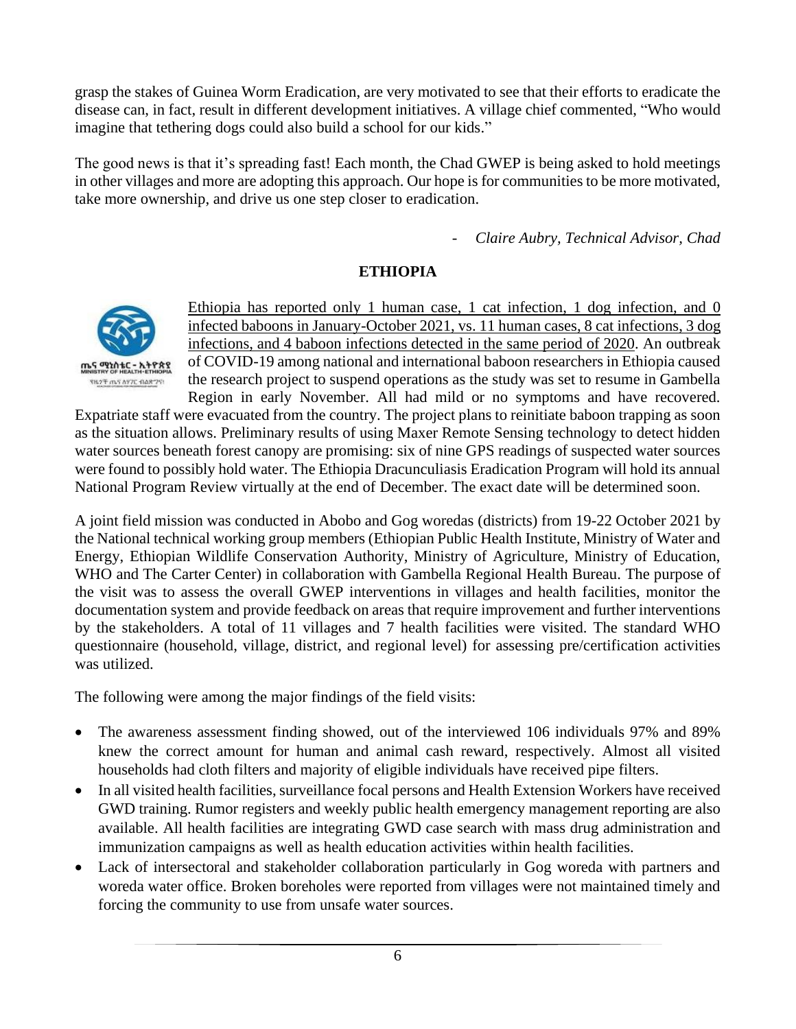grasp the stakes of Guinea Worm Eradication, are very motivated to see that their efforts to eradicate the disease can, in fact, result in different development initiatives. A village chief commented, "Who would imagine that tethering dogs could also build a school for our kids."

The good news is that it's spreading fast! Each month, the Chad GWEP is being asked to hold meetings in other villages and more are adopting this approach. Our hope is for communities to be more motivated, take more ownership, and drive us one step closer to eradication.

- *Claire Aubry, Technical Advisor, Chad*

## ETHIOPIA

Ethiopia has reported only 1 human case, 1 cat infection, 1 dog infection, and 0 infected baboons in January-October 2021, vs. 11 human cases, 8 cat infections, 3 dog infections, and 4 baboon infections detected in the same period of 2020. An outbreak of COVID-19 among national and international baboon researchers in Ethiopia caused the research project to suspend operations as the study was set to resume in Gambella Region in early November. All had mild or no symptoms and have recovered. Expatriate staff were evacuated from the country. The project plans to reinitiate baboon trapping as soon as the situation allows. Preliminary results of using Maxer Remote Sensing technology to detect hidden water sources beneath forest canopy are promising: six of nine GPS readings of suspected water sources were found to possibly hold water. The Ethiopia Dracunculiasis Eradication Program will hold its annual National Program Review virtually at the end of December. The exact date will be determined soon.

A joint field mission was conducted in Abobo and Gog woredas (districts) from 19-22 October 2021 by the National technical working group members (Ethiopian Public Health Institute, Ministry of Water and Energy, Ethiopian Wildlife Conservation Authority, Ministry of Agriculture, Ministry of Education, WHO and The Carter Center) in collaboration with Gambella Regional Health Bureau. The purpose of the visit was to assess the overall GWEP interventions in villages and health facilities, monitor the documentation system and provide feedback on areas that require improvement and further interventions by the stakeholders. A total of 11 villages and 7 health facilities were visited. The standard WHO questionnaire (household, village, district, and regional level) for assessing pre/certification activities was utilized.

The following were among the major findings of the field visits:

- The awareness assessment finding showed, out of the interviewed 106 individuals 97% and 89% knew the correct amount for human and animal cash reward, respectively. Almost all visited households had cloth filters and majority of eligible individuals have received pipe filters.
- In all visited health facilities, surveillance focal persons and Health Extension Workers have received GWD training. Rumor registers and weekly public health emergency management reporting are also available. All health facilities are integrating GWD case search with mass drug administration and immunization campaigns as well as health education activities within health facilities.
- Lack of intersectoral and stakeholder collaboration particularly in Gog woreda with partners and woreda water office. Broken boreholes were reported from villages were not maintained timely and forcing the community to use from unsafe water sources.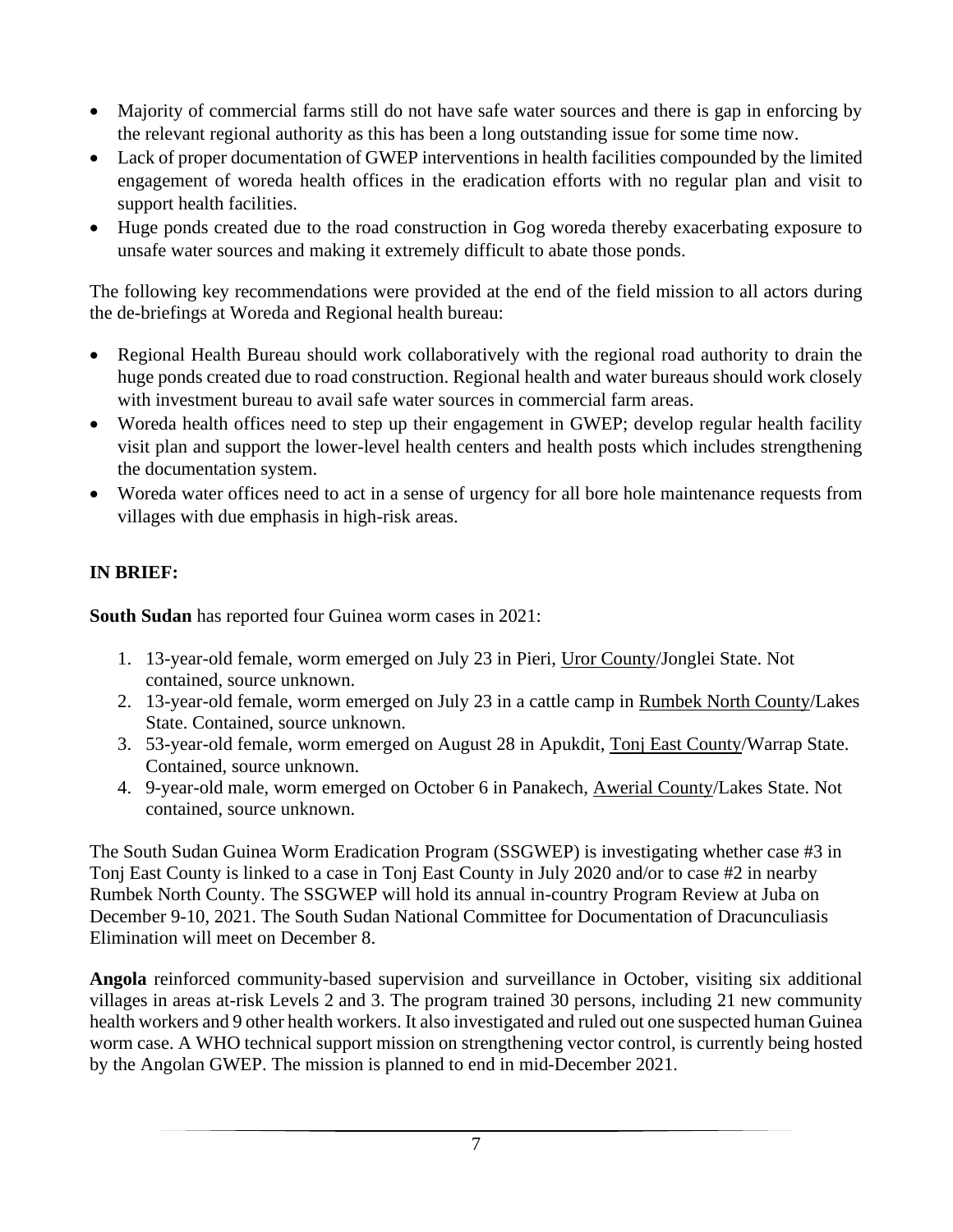- Majority of commercial farms still do not have safe water sources and there is gap in enforcing by the relevant regional authority as this has been a long outstanding issue for some time now.
- Lack of proper documentation of GWEP interventions in health facilities compounded by the limited engagement of woreda health offices in the eradication efforts with no regular plan and visit to support health facilities.
- Huge ponds created due to the road construction in Gog woreda thereby exacerbating exposure to unsafe water sources and making it extremely difficult to abate those ponds.

The following key recommendations were provided at the end of the field mission to all actors during the de-briefings at Woreda and Regional health bureau:

- Regional Health Bureau should work collaboratively with the regional road authority to drain the huge ponds created due to road construction. Regional health and water bureaus should work closely with investment bureau to avail safe water sources in commercial farm areas.
- Woreda health offices need to step up their engagement in GWEP; develop regular health facility visit plan and support the lower-level health centers and health posts which includes strengthening the documentation system.
- Woreda water offices need to act in a sense of urgency for all bore hole maintenance requests from villages with due emphasis in high-risk areas.

**IN BRIEF:**

**South Sudan** has reported four Guinea worm cases in 2021:

1. 13-year-old female, worm emerged on July 23 in Pieri, Uror County/Jonglei State. Not contained, source unknown.
2. 13-year-old female, worm emerged on July 23 in a cattle camp in Rumbek North County/Lakes State. Contained, source unknown.
3. 53-year-old female, worm emerged on August 28 in Apukdit, Tonj East County/Warrap State. Contained, source unknown.
4. 9-year-old male, worm emerged on October 6 in Panakech, Awerial County/Lakes State. Not contained, source unknown.

The South Sudan Guinea Worm Eradication Program (SSGWEP) is investigating whether case #3 in Tonj East County is linked to a case in Tonj East County in July 2020 and/or to case #2 in nearby Rumbek North County. The SSGWEP will hold its annual in-country Program Review at Juba on December 9-10, 2021. The South Sudan National Committee for Documentation of Dracunculiasis Elimination will meet on December 8.

**Angola** reinforced community-based supervision and surveillance in October, visiting six additional villages in areas at-risk Levels 2 and 3. The program trained 30 persons, including 21 new community health workers and 9 other health workers. It also investigated and ruled out one suspected human Guinea worm case. A WHO technical support mission on strengthening vector control, is currently being hosted by the Angolan GWEP. The mission is planned to end in mid-December 2021.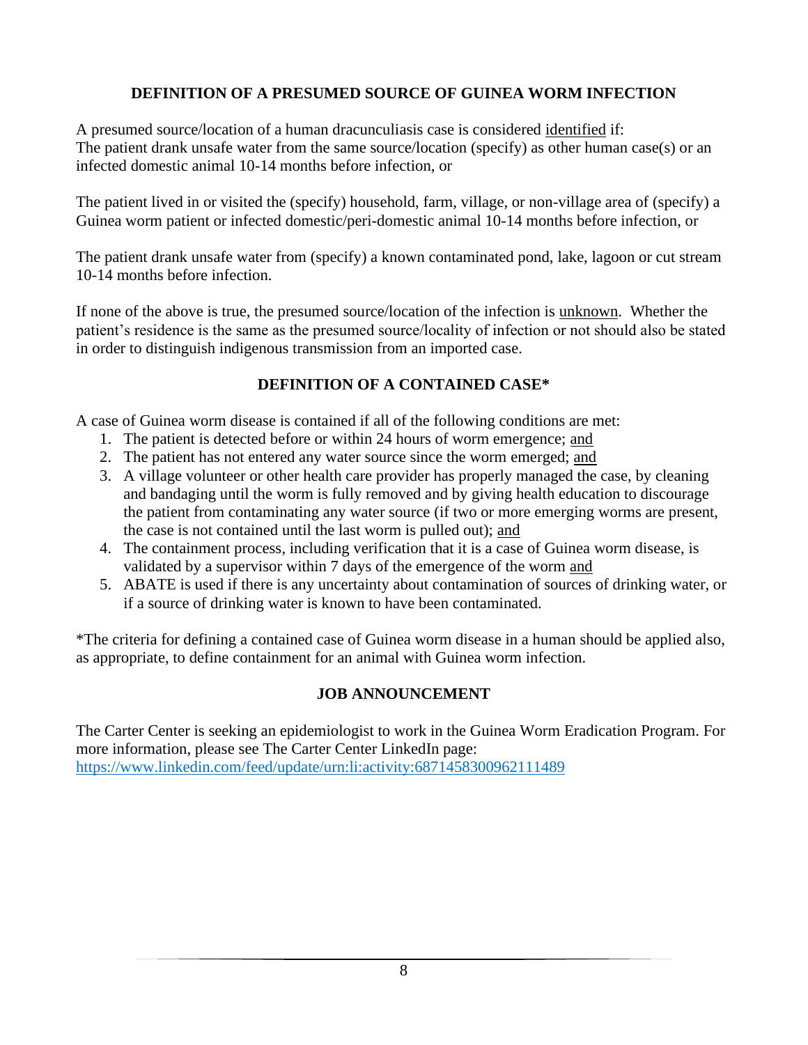## DEFINITION OF A PRESUMED SOURCE OF GUINEA WORM INFECTION

A presumed source/location of a human dracunculiasis case is considered <u>identified</u> if:
The patient drank unsafe water from the same source/location (specify) as other human case(s) or an infected domestic animal 10-14 months before infection, or

The patient lived in or visited the (specify) household, farm, village, or non-village area of (specify) a Guinea worm patient or infected domestic/peri-domestic animal 10-14 months before infection, or

The patient drank unsafe water from (specify) a known contaminated pond, lake, lagoon or cut stream 10-14 months before infection.

If none of the above is true, the presumed source/location of the infection is <u>unknown</u>. Whether the patient's residence is the same as the presumed source/locality of infection or not should also be stated in order to distinguish indigenous transmission from an imported case.

## DEFINITION OF A CONTAINED CASE*

A case of Guinea worm disease is contained if all of the following conditions are met:

1. The patient is detected before or within 24 hours of worm emergence; <u>and</u>
2. The patient has not entered any water source since the worm emerged; <u>and</u>
3. A village volunteer or other health care provider has properly managed the case, by cleaning and bandaging until the worm is fully removed and by giving health education to discourage the patient from contaminating any water source (if two or more emerging worms are present, the case is not contained until the last worm is pulled out); <u>and</u>
4. The containment process, including verification that it is a case of Guinea worm disease, is validated by a supervisor within 7 days of the emergence of the worm <u>and</u>
5. ABATE is used if there is any uncertainty about contamination of sources of drinking water, or if a source of drinking water is known to have been contaminated.

*The criteria for defining a contained case of Guinea worm disease in a human should be applied also, as appropriate, to define containment for an animal with Guinea worm infection.

## JOB ANNOUNCEMENT

The Carter Center is seeking an epidemiologist to work in the Guinea Worm Eradication Program. For more information, please see The Carter Center LinkedIn page:
https://www.linkedin.com/feed/update/urn:li:activity:6871458300962111489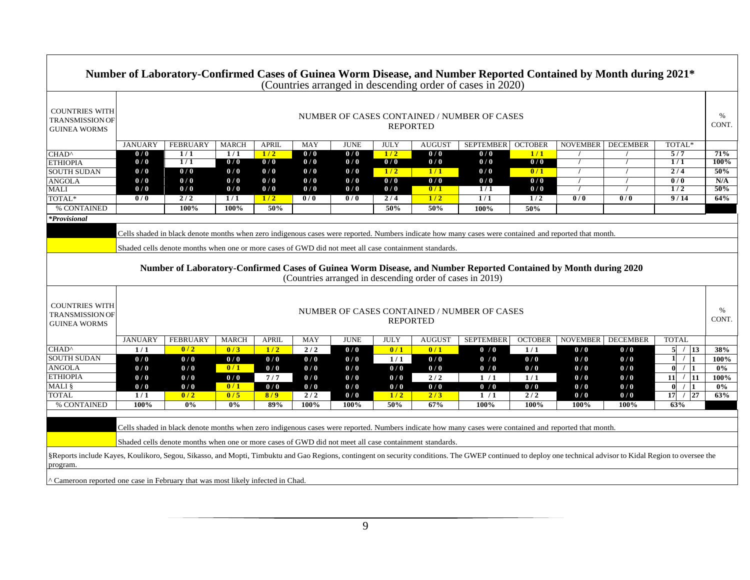## Number of Laboratory-Confirmed Cases of Guinea Worm Disease, and Number Reported Contained by Month during 2021*

(Countries arranged in descending order of cases in 2020)

| COUNTRIES WITH TRANSMISSION OF GUINEA WORMS | NUMBER OF CASES CONTAINED / NUMBER OF CASES REPORTED | | | | | | | | | | | | | % CONT. |
|---|---|---|---|---|---|---|---|---|---|---|---|---|---|---|
| | JANUARY | FEBRUARY | MARCH | APRIL | MAY | JUNE | JULY | AUGUST | SEPTEMBER | OCTOBER | NOVEMBER | DECEMBER | TOTAL* | |
| CHAD^ | 0 / 0 | 1 / 1 | 1 / 1 | 1 / 2 | 0 / 0 | 0 / 0 | 1 / 2 | 0 / 0 | 0 / 0 | 1 / 1 | / | / | 5 / 7 | 71% |
| ETHIOPIA | 0 / 0 | 1 / 1 | 0 / 0 | 0 / 0 | 0 / 0 | 0 / 0 | 0 / 0 | 0 / 0 | 0 / 0 | 0 / 0 | / | / | 1 / 1 | 100% |
| SOUTH SUDAN | 0 / 0 | 0 / 0 | 0 / 0 | 0 / 0 | 0 / 0 | 0 / 0 | 1 / 2 | 1 / 1 | 0 / 0 | 0 / 1 | / | / | 2 / 4 | 50% |
| ANGOLA | 0 / 0 | 0 / 0 | 0 / 0 | 0 / 0 | 0 / 0 | 0 / 0 | 0 / 0 | 0 / 0 | 0 / 0 | 0 / 0 | / | / | 0 / 0 | N/A |
| MALI | 0 / 0 | 0 / 0 | 0 / 0 | 0 / 0 | 0 / 0 | 0 / 0 | 0 / 0 | 0 / 1 | 1 / 1 | 0 / 0 | / | / | 1 / 2 | 50% |
| TOTAL* | 0 / 0 | 2 / 2 | 1 / 1 | 1 / 2 | 0 / 0 | 0 / 0 | 2 / 4 | 1 / 2 | 1 / 1 | 1 / 2 | 0 / 0 | 0 / 0 | 9 / 14 | 64% |
| % CONTAINED | | 100% | 100% | 50% | | | 50% | 50% | 100% | 50% | | | | |

*Provisional*

Cells shaded in black denote months when zero indigenous cases were reported. Numbers indicate how many cases were contained and reported that month.

Shaded cells denote months when one or more cases of GWD did not meet all case containment standards.

## Number of Laboratory-Confirmed Cases of Guinea Worm Disease, and Number Reported Contained by Month during 2020

(Countries arranged in descending order of cases in 2019)

| COUNTRIES WITH TRANSMISSION OF GUINEA WORMS | NUMBER OF CASES CONTAINED / NUMBER OF CASES REPORTED | | | | | | | | | | | | | % CONT. |
|---|---|---|---|---|---|---|---|---|---|---|---|---|---|---|
| | JANUARY | FEBRUARY | MARCH | APRIL | MAY | JUNE | JULY | AUGUST | SEPTEMBER | OCTOBER | NOVEMBER | DECEMBER | TOTAL | |
| CHAD^ | 1 / 1 | 0 / 2 | 0 / 3 | 1 / 2 | 2 / 2 | 0 / 0 | 0 / 1 | 0 / 1 | 0 / 0 | 1 / 1 | 0 / 0 | 0 / 0 | 5 / 13 | 38% |
| SOUTH SUDAN | 0 / 0 | 0 / 0 | 0 / 0 | 0 / 0 | 0 / 0 | 0 / 0 | 1 / 1 | 0 / 0 | 0 / 0 | 0 / 0 | 0 / 0 | 0 / 0 | 1 / 1 | 100% |
| ANGOLA | 0 / 0 | 0 / 0 | 0 / 1 | 0 / 0 | 0 / 0 | 0 / 0 | 0 / 0 | 0 / 0 | 0 / 0 | 0 / 0 | 0 / 0 | 0 / 0 | 0 / 1 | 0% |
| ETHIOPIA | 0 / 0 | 0 / 0 | 0 / 0 | 7 / 7 | 0 / 0 | 0 / 0 | 0 / 0 | 2 / 2 | 1 / 1 | 1 / 1 | 0 / 0 | 0 / 0 | 11 / 11 | 100% |
| MALI § | 0 / 0 | 0 / 0 | 0 / 1 | 0 / 0 | 0 / 0 | 0 / 0 | 0 / 0 | 0 / 0 | 0 / 0 | 0 / 0 | 0 / 0 | 0 / 0 | 0 / 1 | 0% |
| TOTAL | 1 / 1 | 0 / 2 | 0 / 5 | 8 / 9 | 2 / 2 | 0 / 0 | 1 / 2 | 2 / 3 | 1 / 1 | 2 / 2 | 0 / 0 | 0 / 0 | 17 / 27 | 63% |
| % CONTAINED | 100% | 0% | 0% | 89% | 100% | 100% | 50% | 67% | 100% | 100% | 100% | 100% | 63% | |

Cells shaded in black denote months when zero indigenous cases were reported. Numbers indicate how many cases were contained and reported that month.

Shaded cells denote months when one or more cases of GWD did not meet all case containment standards.

§Reports include Kayes, Koulikoro, Segou, Sikasso, and Mopti, Timbuktu and Gao Regions, contingent on security conditions. The GWEP continued to deploy one technical advisor to Kidal Region to oversee the program.

^ Cameroon reported one case in February that was most likely infected in Chad.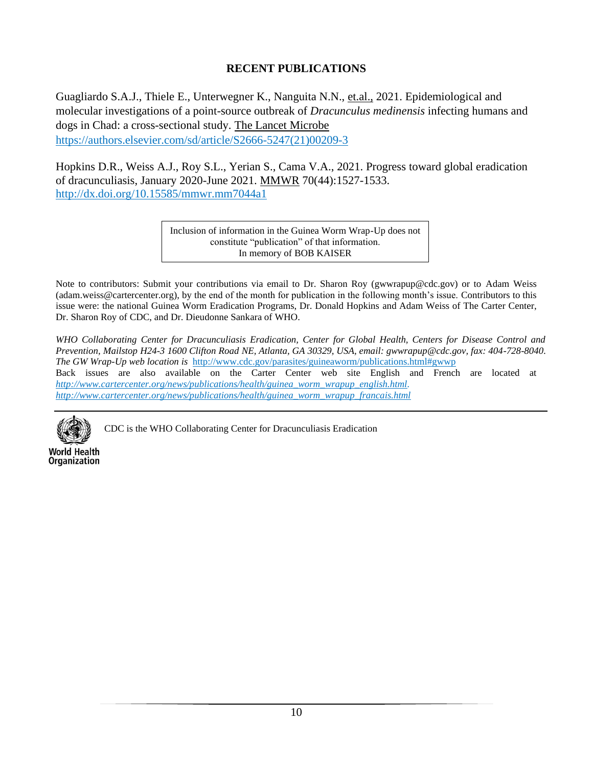## RECENT PUBLICATIONS

Guagliardo S.A.J., Thiele E., Unterwegner K., Nanguita N.N., et.al., 2021. Epidemiological and molecular investigations of a point-source outbreak of *Dracunculus medinensis* infecting humans and dogs in Chad: a cross-sectional study. The Lancet Microbe
https://authors.elsevier.com/sd/article/S2666-5247(21)00209-3

Hopkins D.R., Weiss A.J., Roy S.L., Yerian S., Cama V.A., 2021. Progress toward global eradication of dracunculiasis, January 2020-June 2021. MMWR 70(44):1527-1533.
http://dx.doi.org/10.15585/mmwr.mm7044a1

Inclusion of information in the Guinea Worm Wrap-Up does not constitute "publication" of that information.
In memory of BOB KAISER

Note to contributors: Submit your contributions via email to Dr. Sharon Roy (gwwrapup@cdc.gov) or to Adam Weiss (adam.weiss@cartercenter.org), by the end of the month for publication in the following month's issue. Contributors to this issue were: the national Guinea Worm Eradication Programs, Dr. Donald Hopkins and Adam Weiss of The Carter Center, Dr. Sharon Roy of CDC, and Dr. Dieudonne Sankara of WHO.

*WHO Collaborating Center for Dracunculiasis Eradication, Center for Global Health, Centers for Disease Control and Prevention, Mailstop H24-3 1600 Clifton Road NE, Atlanta, GA 30329, USA, email: gwwrapup@cdc.gov, fax: 404-728-8040. The GW Wrap-Up web location is* http://www.cdc.gov/parasites/guineaworm/publications.html#gwwp
Back issues are also available on the Carter Center web site English and French are located at *http://www.cartercenter.org/news/publications/health/guinea_worm_wrapup_english.html*.
*http://www.cartercenter.org/news/publications/health/guinea_worm_wrapup_francais.html*

World Health Organization

CDC is the WHO Collaborating Center for Dracunculiasis Eradication